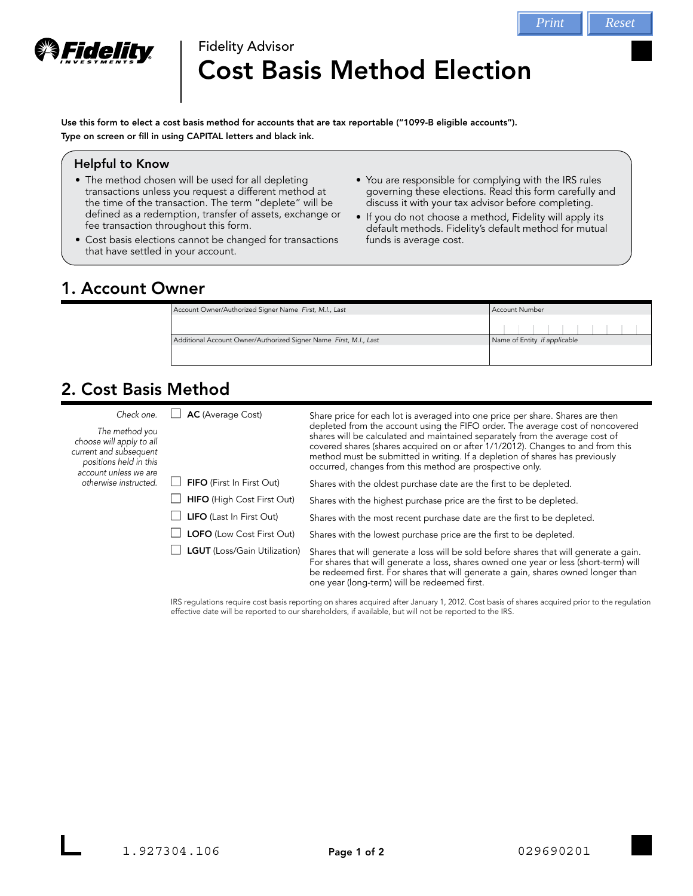Fidelity Advisor

# Cost Basis Method Election

**Use this form to elect a cost basis method for accounts that are tax reportable ("1099-B eligible accounts").**
**Type on screen or fill in using CAPITAL letters and black ink.**

### Helpful to Know

- The method chosen will be used for all depleting transactions unless you request a different method at the time of the transaction. The term "deplete" will be defined as a redemption, transfer of assets, exchange or fee transaction throughout this form.
- Cost basis elections cannot be changed for transactions that have settled in your account.
- You are responsible for complying with the IRS rules governing these elections. Read this form carefully and discuss it with your tax advisor before completing.
- If you do not choose a method, Fidelity will apply its default methods. Fidelity's default method for mutual funds is average cost.

## 1. Account Owner

| Account Owner/Authorized Signer Name *First, M.I., Last* | Account Number |
|---|---|
| | |
| **Additional Account Owner/Authorized Signer Name** *First, M.I., Last* | **Name of Entity** *if applicable* |
| | |

## 2. Cost Basis Method

*Check one.*

*The method you choose will apply to all current and subsequent positions held in this account unless we are otherwise instructed.*

| Method | Description |
|---|---|
| ☐ **AC** (Average Cost) | Share price for each lot is averaged into one price per share. Shares are then depleted from the account using the FIFO order. The average cost of noncovered shares will be calculated and maintained separately from the average cost of covered shares (shares acquired on or after 1/1/2012). Changes to and from this method must be submitted in writing. If a depletion of shares has previously occurred, changes from this method are prospective only. |
| ☐ **FIFO** (First In First Out) | Shares with the oldest purchase date are the first to be depleted. |
| ☐ **HIFO** (High Cost First Out) | Shares with the highest purchase price are the first to be depleted. |
| ☐ **LIFO** (Last In First Out) | Shares with the most recent purchase date are the first to be depleted. |
| ☐ **LOFO** (Low Cost First Out) | Shares with the lowest purchase price are the first to be depleted. |
| ☐ **LGUT** (Loss/Gain Utilization) | Shares that will generate a loss will be sold before shares that will generate a gain. For shares that will generate a loss, shares owned one year or less (short-term) will be redeemed first. For shares that will generate a gain, shares owned longer than one year (long-term) will be redeemed first. |

IRS regulations require cost basis reporting on shares acquired after January 1, 2012. Cost basis of shares acquired prior to the regulation effective date will be reported to our shareholders, if available, but will not be reported to the IRS.

1.927304.106 029690201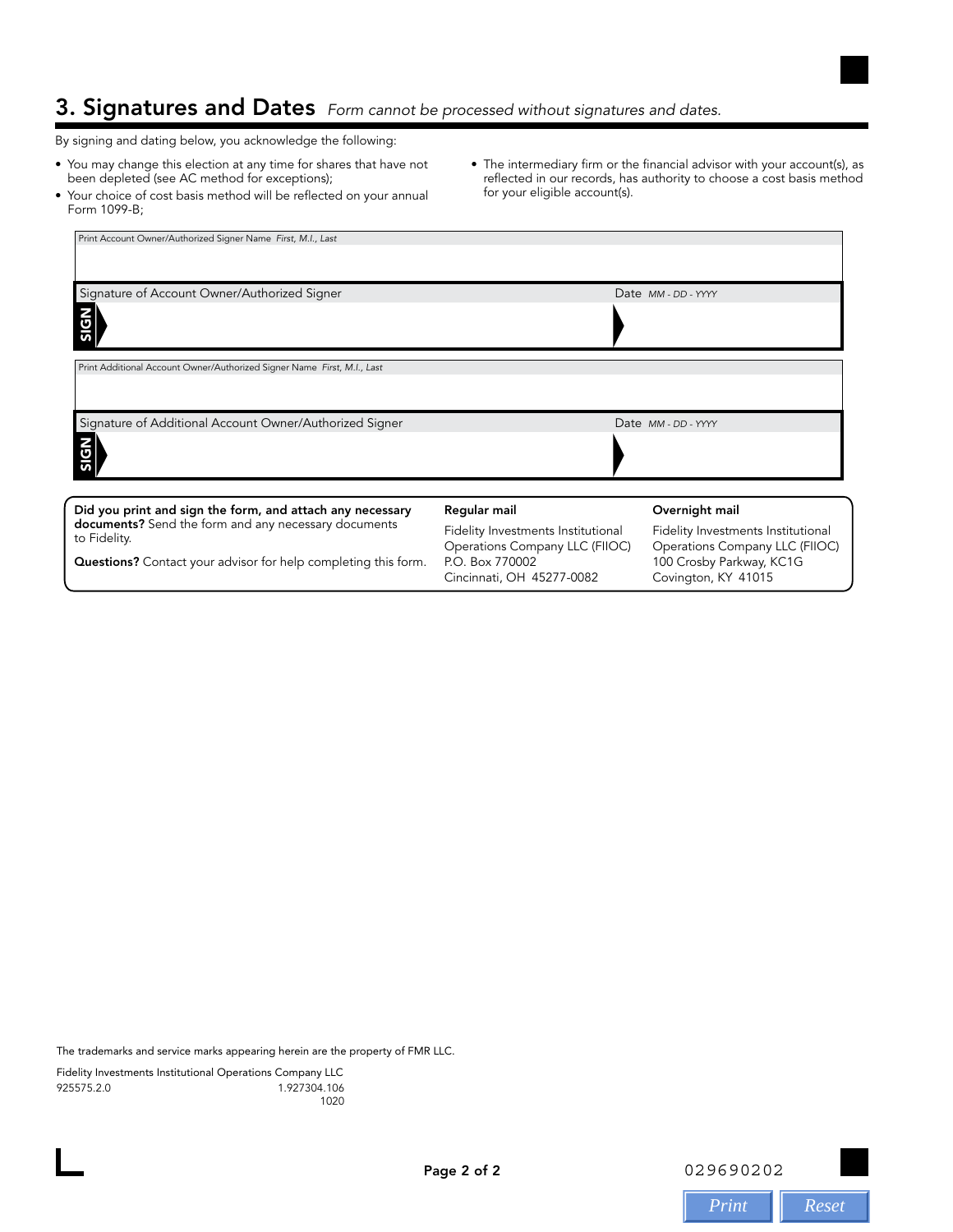## 3. Signatures and Dates *Form cannot be processed without signatures and dates.*

By signing and dating below, you acknowledge the following:

- You may change this election at any time for shares that have not been depleted (see AC method for exceptions);
- Your choice of cost basis method will be reflected on your annual Form 1099-B;
- The intermediary firm or the financial advisor with your account(s), as reflected in our records, has authority to choose a cost basis method for your eligible account(s).

Print Account Owner/Authorized Signer Name *First, M.I., Last*

Signature of Account Owner/Authorized Signer

SIGN

Date *MM - DD - YYYY*

Print Additional Account Owner/Authorized Signer Name *First, M.I., Last*

Signature of Additional Account Owner/Authorized Signer

SIGN

Date *MM - DD - YYYY*

**Did you print and sign the form, and attach any necessary documents?** Send the form and any necessary documents to Fidelity.

**Questions?** Contact your advisor for help completing this form.

**Regular mail**

Fidelity Investments Institutional Operations Company LLC (FIIOC)
P.O. Box 770002
Cincinnati, OH 45277-0082

**Overnight mail**

Fidelity Investments Institutional Operations Company LLC (FIIOC)
100 Crosby Parkway, KC1G
Covington, KY 41015

The trademarks and service marks appearing herein are the property of FMR LLC.

Fidelity Investments Institutional Operations Company LLC
925575.2.0 1.927304.106
1020

029690202

Print Reset